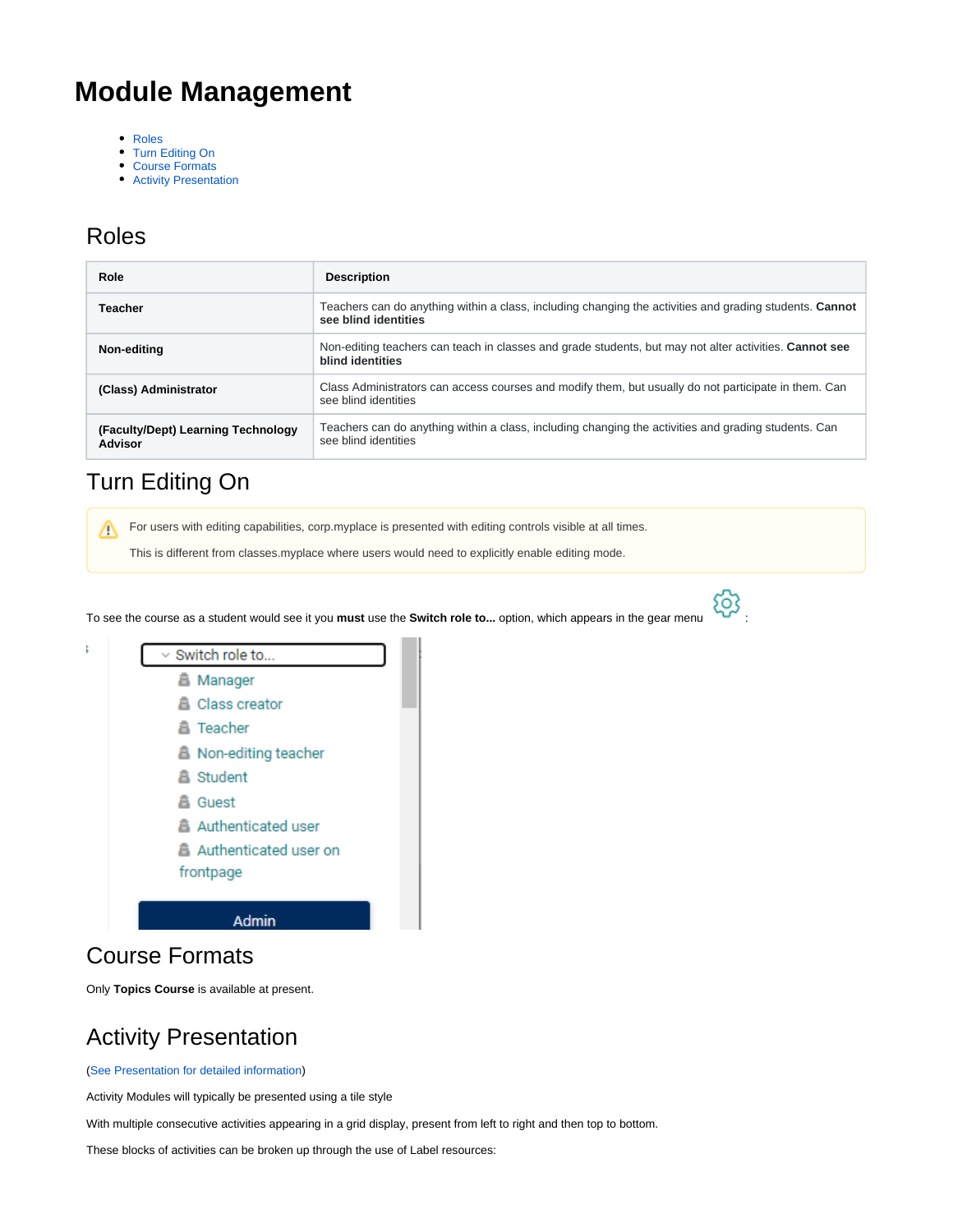# Module Management

- Roles
- Turn Editing On
- Course Formats
- Activity Presentation

## Roles

| Role | Description |
| --- | --- |
| **Teacher** | Teachers can do anything within a class, including changing the activities and grading students. **Cannot see blind identities** |
| **Non-editing** | Non-editing teachers can teach in classes and grade students, but may not alter activities. **Cannot see blind identities** |
| **(Class) Administrator** | Class Administrators can access courses and modify them, but usually do not participate in them. Can see blind identities |
| **(Faculty/Dept) Learning Technology Advisor** | Teachers can do anything within a class, including changing the activities and grading students. Can see blind identities |

## Turn Editing On

For users with editing capabilities, corp.myplace is presented with editing controls visible at all times.

This is different from classes.myplace where users would need to explicitly enable editing mode.

To see the course as a student would see it you **must** use the **Switch role to...** option, which appears in the gear menu :

## Course Formats

Only **Topics Course** is available at present.

## Activity Presentation

(See Presentation for detailed information)

Activity Modules will typically be presented using a tile style

With multiple consecutive activities appearing in a grid display, present from left to right and then top to bottom.

These blocks of activities can be broken up through the use of Label resources: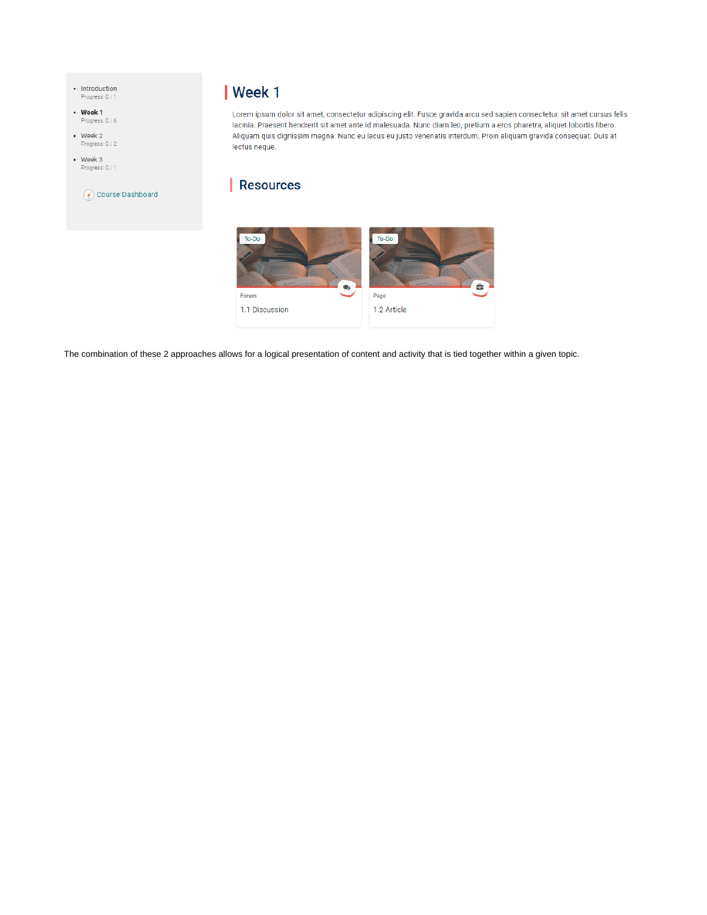- Introduction
  Progress: 0 / 1
- **Week 1**
  Progress: 0 / 6
- Week 2
  Progress: 0 / 2
- Week 3
  Progress: 0 / 1

Course Dashboard

# Week 1

Lorem ipsum dolor sit amet, consectetur adipiscing elit. Fusce gravida arcu sed sapien consectetur, sit amet cursus felis lacinia. Praesent hendrerit sit amet ante id malesuada. Nunc diam leo, pretium a eros pharetra, aliquet lobortis libero. Aliquam quis dignissim magna. Nunc eu lacus eu justo venenatis interdum. Proin aliquam gravida consequat. Duis at lectus neque.

## Resources

To-Do
Forum
1.1 Discussion

To-Do
Page
1.2 Article

The combination of these 2 approaches allows for a logical presentation of content and activity that is tied together within a given topic.